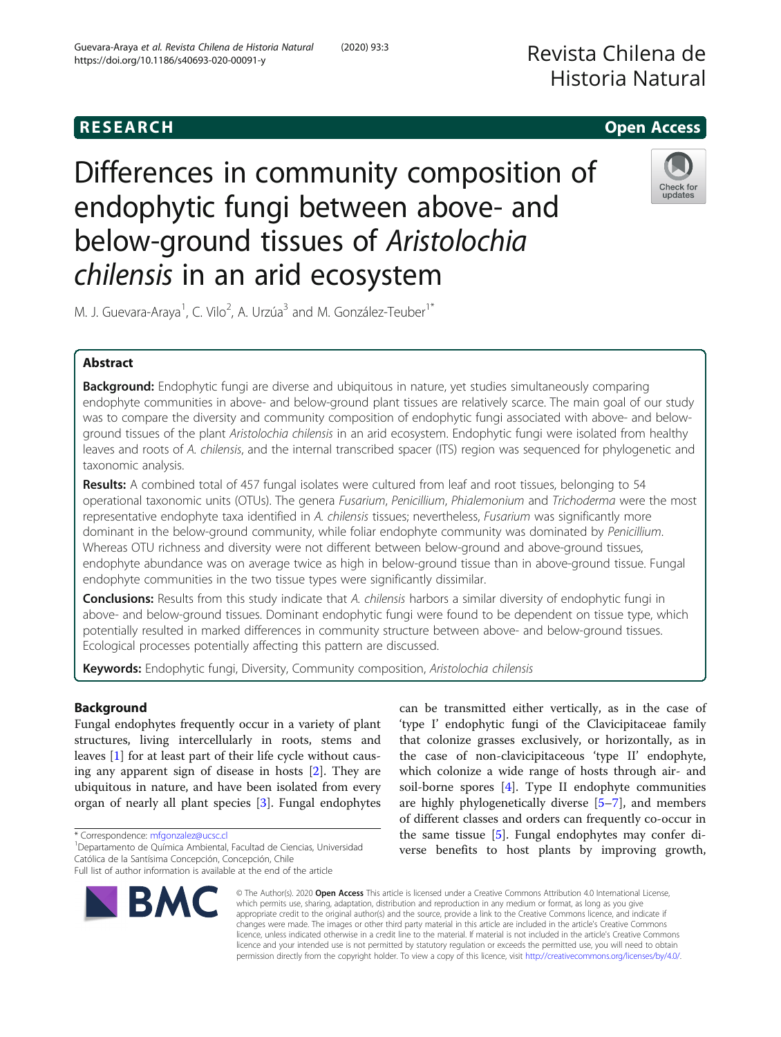RESEARCH

Open Access

# Differences in community composition of endophytic fungi between above- and below-ground tissues of *Aristolochia chilensis* in an arid ecosystem

M. J. Guevara-Araya[1], C. Vilo[2], A. Urzúa[3] and M. González-Teuber[1*]

## Abstract

**Background:** Endophytic fungi are diverse and ubiquitous in nature, yet studies simultaneously comparing endophyte communities in above- and below-ground plant tissues are relatively scarce. The main goal of our study was to compare the diversity and community composition of endophytic fungi associated with above- and below-ground tissues of the plant *Aristolochia chilensis* in an arid ecosystem. Endophytic fungi were isolated from healthy leaves and roots of *A. chilensis*, and the internal transcribed spacer (ITS) region was sequenced for phylogenetic and taxonomic analysis.

**Results:** A combined total of 457 fungal isolates were cultured from leaf and root tissues, belonging to 54 operational taxonomic units (OTUs). The genera *Fusarium*, *Penicillium*, *Phialemonium* and *Trichoderma* were the most representative endophyte taxa identified in *A. chilensis* tissues; nevertheless, *Fusarium* was significantly more dominant in the below-ground community, while foliar endophyte community was dominated by *Penicillium*. Whereas OTU richness and diversity were not different between below-ground and above-ground tissues, endophyte abundance was on average twice as high in below-ground tissue than in above-ground tissue. Fungal endophyte communities in the two tissue types were significantly dissimilar.

**Conclusions:** Results from this study indicate that *A. chilensis* harbors a similar diversity of endophytic fungi in above- and below-ground tissues. Dominant endophytic fungi were found to be dependent on tissue type, which potentially resulted in marked differences in community structure between above- and below-ground tissues. Ecological processes potentially affecting this pattern are discussed.

**Keywords:** Endophytic fungi, Diversity, Community composition, *Aristolochia chilensis*

## Background

Fungal endophytes frequently occur in a variety of plant structures, living intercellularly in roots, stems and leaves [1] for at least part of their life cycle without causing any apparent sign of disease in hosts [2]. They are ubiquitous in nature, and have been isolated from every organ of nearly all plant species [3]. Fungal endophytes can be transmitted either vertically, as in the case of 'type I' endophytic fungi of the Clavicipitaceae family that colonize grasses exclusively, or horizontally, as in the case of non-clavicipitaceous 'type II' endophyte, which colonize a wide range of hosts through air- and soil-borne spores [4]. Type II endophyte communities are highly phylogenetically diverse [5–7], and members of different classes and orders can frequently co-occur in the same tissue [5]. Fungal endophytes may confer diverse benefits to host plants by improving growth,

* Correspondence: mfgonzalez@ucsc.cl
[1]Departamento de Química Ambiental, Facultad de Ciencias, Universidad Católica de la Santísima Concepción, Concepción, Chile
Full list of author information is available at the end of the article

© The Author(s). 2020 **Open Access** This article is licensed under a Creative Commons Attribution 4.0 International License, which permits use, sharing, adaptation, distribution and reproduction in any medium or format, as long as you give appropriate credit to the original author(s) and the source, provide a link to the Creative Commons licence, and indicate if changes were made. The images or other third party material in this article are included in the article's Creative Commons licence, unless indicated otherwise in a credit line to the material. If material is not included in the article's Creative Commons licence and your intended use is not permitted by statutory regulation or exceeds the permitted use, you will need to obtain permission directly from the copyright holder. To view a copy of this licence, visit http://creativecommons.org/licenses/by/4.0/.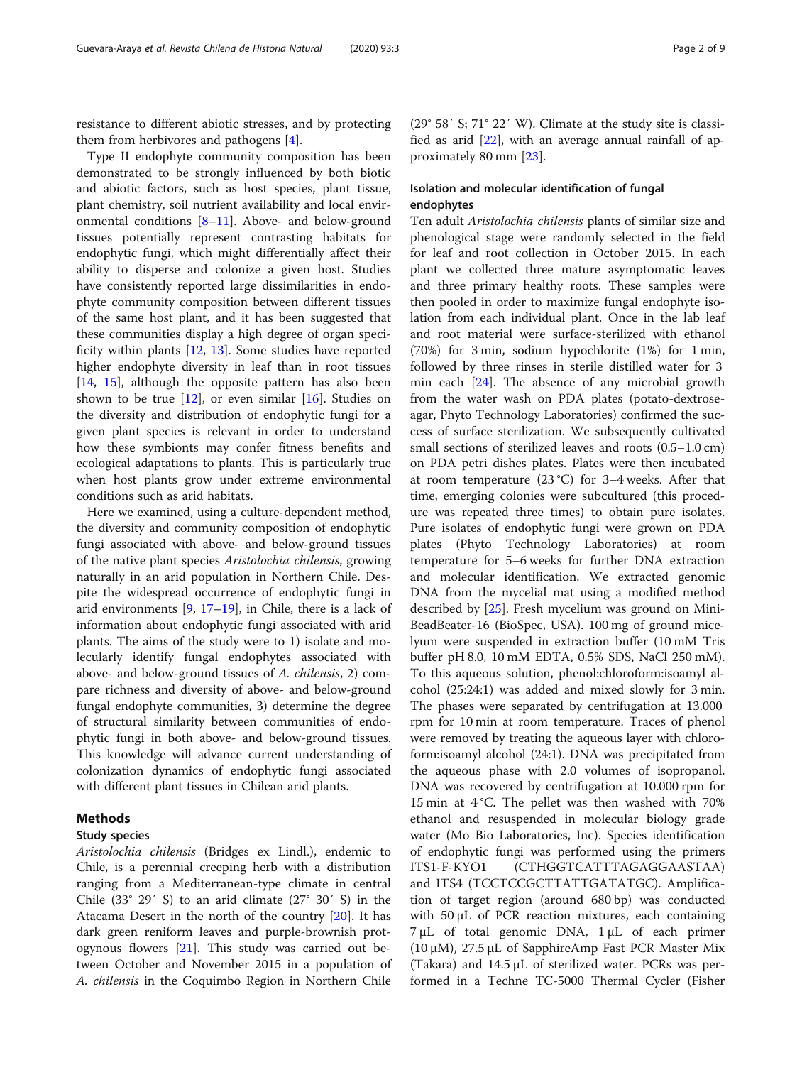resistance to different abiotic stresses, and by protecting them from herbivores and pathogens [4].

Type II endophyte community composition has been demonstrated to be strongly influenced by both biotic and abiotic factors, such as host species, plant tissue, plant chemistry, soil nutrient availability and local environmental conditions [8–11]. Above- and below-ground tissues potentially represent contrasting habitats for endophytic fungi, which might differentially affect their ability to disperse and colonize a given host. Studies have consistently reported large dissimilarities in endophyte community composition between different tissues of the same host plant, and it has been suggested that these communities display a high degree of organ specificity within plants [12, 13]. Some studies have reported higher endophyte diversity in leaf than in root tissues [14, 15], although the opposite pattern has also been shown to be true [12], or even similar [16]. Studies on the diversity and distribution of endophytic fungi for a given plant species is relevant in order to understand how these symbionts may confer fitness benefits and ecological adaptations to plants. This is particularly true when host plants grow under extreme environmental conditions such as arid habitats.

Here we examined, using a culture-dependent method, the diversity and community composition of endophytic fungi associated with above- and below-ground tissues of the native plant species *Aristolochia chilensis*, growing naturally in an arid population in Northern Chile. Despite the widespread occurrence of endophytic fungi in arid environments [9, 17–19], in Chile, there is a lack of information about endophytic fungi associated with arid plants. The aims of the study were to 1) isolate and molecularly identify fungal endophytes associated with above- and below-ground tissues of *A. chilensis*, 2) compare richness and diversity of above- and below-ground fungal endophyte communities, 3) determine the degree of structural similarity between communities of endophytic fungi in both above- and below-ground tissues. This knowledge will advance current understanding of colonization dynamics of endophytic fungi associated with different plant tissues in Chilean arid plants.

## Methods

### Study species

*Aristolochia chilensis* (Bridges ex Lindl.), endemic to Chile, is a perennial creeping herb with a distribution ranging from a Mediterranean-type climate in central Chile (33° 29′ S) to an arid climate (27° 30′ S) in the Atacama Desert in the north of the country [20]. It has dark green reniform leaves and purple-brownish protogynous flowers [21]. This study was carried out between October and November 2015 in a population of *A. chilensis* in the Coquimbo Region in Northern Chile (29° 58′ S; 71° 22′ W). Climate at the study site is classified as arid [22], with an average annual rainfall of approximately 80 mm [23].

### Isolation and molecular identification of fungal endophytes

Ten adult *Aristolochia chilensis* plants of similar size and phenological stage were randomly selected in the field for leaf and root collection in October 2015. In each plant we collected three mature asymptomatic leaves and three primary healthy roots. These samples were then pooled in order to maximize fungal endophyte isolation from each individual plant. Once in the lab leaf and root material were surface-sterilized with ethanol (70%) for 3 min, sodium hypochlorite (1%) for 1 min, followed by three rinses in sterile distilled water for 3 min each [24]. The absence of any microbial growth from the water wash on PDA plates (potato-dextrose-agar, Phyto Technology Laboratories) confirmed the success of surface sterilization. We subsequently cultivated small sections of sterilized leaves and roots (0.5–1.0 cm) on PDA petri dishes plates. Plates were then incubated at room temperature (23 °C) for 3–4 weeks. After that time, emerging colonies were subcultured (this procedure was repeated three times) to obtain pure isolates. Pure isolates of endophytic fungi were grown on PDA plates (Phyto Technology Laboratories) at room temperature for 5–6 weeks for further DNA extraction and molecular identification. We extracted genomic DNA from the mycelial mat using a modified method described by [25]. Fresh mycelium was ground on Mini-BeadBeater-16 (BioSpec, USA). 100 mg of ground micelyum were suspended in extraction buffer (10 mM Tris buffer pH 8.0, 10 mM EDTA, 0.5% SDS, NaCl 250 mM). To this aqueous solution, phenol:chloroform:isoamyl alcohol (25:24:1) was added and mixed slowly for 3 min. The phases were separated by centrifugation at 13.000 rpm for 10 min at room temperature. Traces of phenol were removed by treating the aqueous layer with chloroform:isoamyl alcohol (24:1). DNA was precipitated from the aqueous phase with 2.0 volumes of isopropanol. DNA was recovered by centrifugation at 10.000 rpm for 15 min at 4 °C. The pellet was then washed with 70% ethanol and resuspended in molecular biology grade water (Mo Bio Laboratories, Inc). Species identification of endophytic fungi was performed using the primers ITS1-F-KYO1 (CTHGGTCATTTAGAGGAASTAA) and ITS4 (TCCTCCGCTTATTGATATGC). Amplification of target region (around 680 bp) was conducted with 50 μL of PCR reaction mixtures, each containing 7 μL of total genomic DNA, 1 μL of each primer (10 μM), 27.5 μL of SapphireAmp Fast PCR Master Mix (Takara) and 14.5 μL of sterilized water. PCRs was performed in a Techne TC-5000 Thermal Cycler (Fisher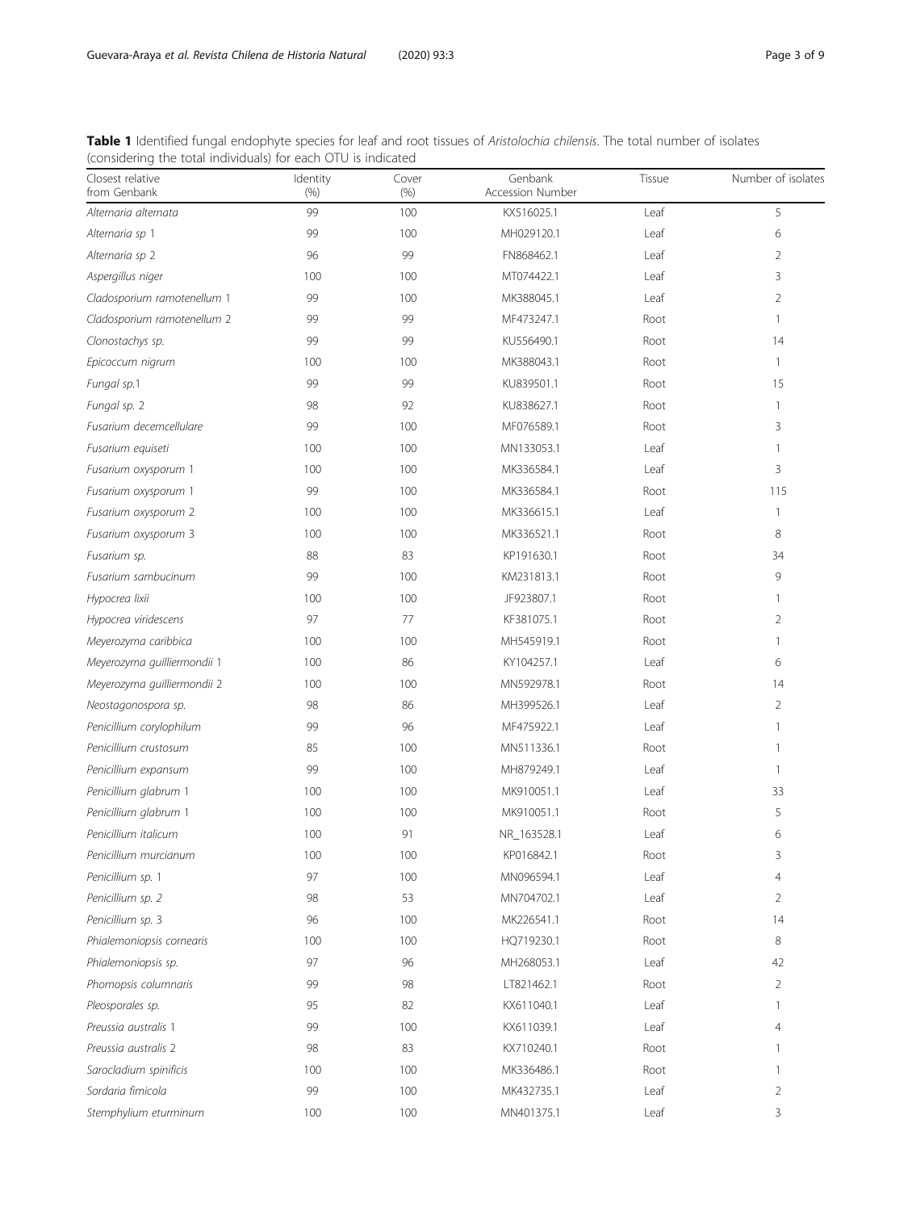**Table 1** Identified fungal endophyte species for leaf and root tissues of *Aristolochia chilensis*. The total number of isolates (considering the total individuals) for each OTU is indicated

| Closest relative from Genbank | Identity (%) | Cover (%) | Genbank Accession Number | Tissue | Number of isolates |
|---|---|---|---|---|---|
| *Alternaria alternata* | 99 | 100 | KX516025.1 | Leaf | 5 |
| *Alternaria sp* 1 | 99 | 100 | MH029120.1 | Leaf | 6 |
| *Alternaria sp* 2 | 96 | 99 | FN868462.1 | Leaf | 2 |
| *Aspergillus niger* | 100 | 100 | MT074422.1 | Leaf | 3 |
| *Cladosporium ramotenellum* 1 | 99 | 100 | MK388045.1 | Leaf | 2 |
| *Cladosporium ramotenellum* 2 | 99 | 99 | MF473247.1 | Root | 1 |
| *Clonostachys sp.* | 99 | 99 | KU556490.1 | Root | 14 |
| *Epicoccum nigrum* | 100 | 100 | MK388043.1 | Root | 1 |
| *Fungal sp.*1 | 99 | 99 | KU839501.1 | Root | 15 |
| *Fungal sp.* 2 | 98 | 92 | KU838627.1 | Root | 1 |
| *Fusarium decemcellulare* | 99 | 100 | MF076589.1 | Root | 3 |
| *Fusarium equiseti* | 100 | 100 | MN133053.1 | Leaf | 1 |
| *Fusarium oxysporum* 1 | 100 | 100 | MK336584.1 | Leaf | 3 |
| *Fusarium oxysporum* 1 | 99 | 100 | MK336584.1 | Root | 115 |
| *Fusarium oxysporum* 2 | 100 | 100 | MK336615.1 | Leaf | 1 |
| *Fusarium oxysporum* 3 | 100 | 100 | MK336521.1 | Root | 8 |
| *Fusarium sp.* | 88 | 83 | KP191630.1 | Root | 34 |
| *Fusarium sambucinum* | 99 | 100 | KM231813.1 | Root | 9 |
| *Hypocrea lixii* | 100 | 100 | JF923807.1 | Root | 1 |
| *Hypocrea viridescens* | 97 | 77 | KF381075.1 | Root | 2 |
| *Meyerozyma caribbica* | 100 | 100 | MH545919.1 | Root | 1 |
| *Meyerozyma guilliermondii* 1 | 100 | 86 | KY104257.1 | Leaf | 6 |
| *Meyerozyma guilliermondii* 2 | 100 | 100 | MN592978.1 | Root | 14 |
| *Neostagonospora sp.* | 98 | 86 | MH399526.1 | Leaf | 2 |
| *Penicillium corylophilum* | 99 | 96 | MF475922.1 | Leaf | 1 |
| *Penicillium crustosum* | 85 | 100 | MN511336.1 | Root | 1 |
| *Penicillium expansum* | 99 | 100 | MH879249.1 | Leaf | 1 |
| *Penicillium glabrum* 1 | 100 | 100 | MK910051.1 | Leaf | 33 |
| *Penicillium glabrum* 1 | 100 | 100 | MK910051.1 | Root | 5 |
| *Penicillium italicum* | 100 | 91 | NR_163528.1 | Leaf | 6 |
| *Penicillium murcianum* | 100 | 100 | KP016842.1 | Root | 3 |
| *Penicillium sp.* 1 | 97 | 100 | MN096594.1 | Leaf | 4 |
| *Penicillium sp.* 2 | 98 | 53 | MN704702.1 | Leaf | 2 |
| *Penicillium sp.* 3 | 96 | 100 | MK226541.1 | Root | 14 |
| *Phialemoniopsis cornearis* | 100 | 100 | HQ719230.1 | Root | 8 |
| *Phialemoniopsis sp.* | 97 | 96 | MH268053.1 | Leaf | 42 |
| *Phomopsis columnaris* | 99 | 98 | LT821462.1 | Root | 2 |
| *Pleosporales sp.* | 95 | 82 | KX611040.1 | Leaf | 1 |
| *Preussia australis* 1 | 99 | 100 | KX611039.1 | Leaf | 4 |
| *Preussia australis* 2 | 98 | 83 | KX710240.1 | Root | 1 |
| *Sarocladium spinificis* | 100 | 100 | MK336486.1 | Root | 1 |
| *Sordaria fimicola* | 99 | 100 | MK432735.1 | Leaf | 2 |
| *Stemphylium eturminum* | 100 | 100 | MN401375.1 | Leaf | 3 |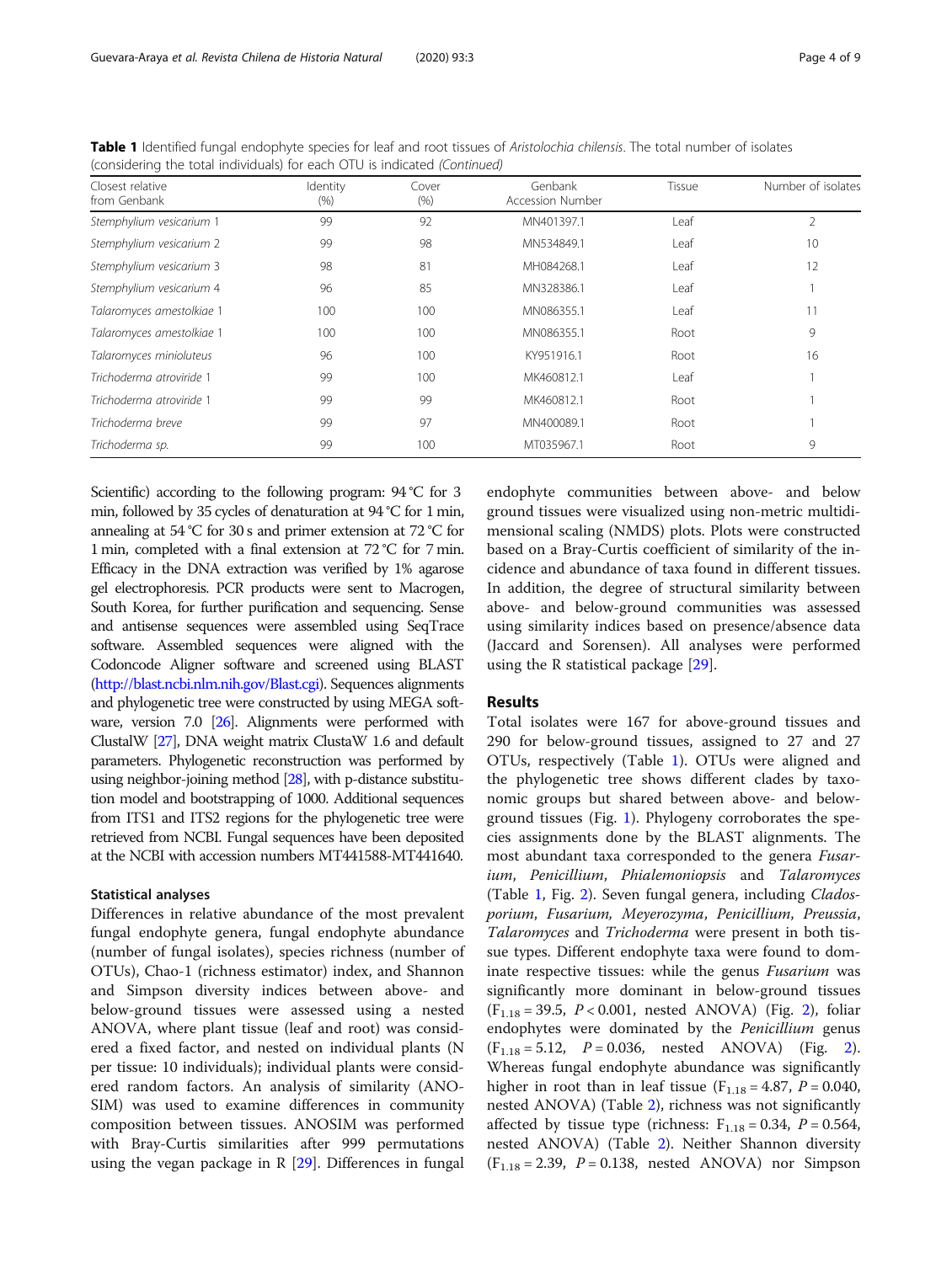**Table 1** Identified fungal endophyte species for leaf and root tissues of *Aristolochia chilensis*. The total number of isolates (considering the total individuals) for each OTU is indicated *(Continued)*

| Closest relative from Genbank | Identity (%) | Cover (%) | Genbank Accession Number | Tissue | Number of isolates |
|---|---|---|---|---|---|
| *Stemphylium vesicarium* 1 | 99 | 92 | MN401397.1 | Leaf | 2 |
| *Stemphylium vesicarium* 2 | 99 | 98 | MN534849.1 | Leaf | 10 |
| *Stemphylium vesicarium* 3 | 98 | 81 | MH084268.1 | Leaf | 12 |
| *Stemphylium vesicarium* 4 | 96 | 85 | MN328386.1 | Leaf | 1 |
| *Talaromyces amestolkiae* 1 | 100 | 100 | MN086355.1 | Leaf | 11 |
| *Talaromyces amestolkiae* 1 | 100 | 100 | MN086355.1 | Root | 9 |
| *Talaromyces minioluteus* | 96 | 100 | KY951916.1 | Root | 16 |
| *Trichoderma atroviride* 1 | 99 | 100 | MK460812.1 | Leaf | 1 |
| *Trichoderma atroviride* 1 | 99 | 99 | MK460812.1 | Root | 1 |
| *Trichoderma breve* | 99 | 97 | MN400089.1 | Root | 1 |
| *Trichoderma sp.* | 99 | 100 | MT035967.1 | Root | 9 |

Scientific) according to the following program: 94 °C for 3 min, followed by 35 cycles of denaturation at 94 °C for 1 min, annealing at 54 °C for 30 s and primer extension at 72 °C for 1 min, completed with a final extension at 72 °C for 7 min. Efficacy in the DNA extraction was verified by 1% agarose gel electrophoresis. PCR products were sent to Macrogen, South Korea, for further purification and sequencing. Sense and antisense sequences were assembled using SeqTrace software. Assembled sequences were aligned with the Codoncode Aligner software and screened using BLAST (http://blast.ncbi.nlm.nih.gov/Blast.cgi). Sequences alignments and phylogenetic tree were constructed by using MEGA software, version 7.0 [26]. Alignments were performed with ClustalW [27], DNA weight matrix ClustaW 1.6 and default parameters. Phylogenetic reconstruction was performed by using neighbor-joining method [28], with p-distance substitution model and bootstrapping of 1000. Additional sequences from ITS1 and ITS2 regions for the phylogenetic tree were retrieved from NCBI. Fungal sequences have been deposited at the NCBI with accession numbers MT441588-MT441640.

### Statistical analyses

Differences in relative abundance of the most prevalent fungal endophyte genera, fungal endophyte abundance (number of fungal isolates), species richness (number of OTUs), Chao-1 (richness estimator) index, and Shannon and Simpson diversity indices between above- and below-ground tissues were assessed using a nested ANOVA, where plant tissue (leaf and root) was considered a fixed factor, and nested on individual plants (N per tissue: 10 individuals); individual plants were considered random factors. An analysis of similarity (ANOSIM) was used to examine differences in community composition between tissues. ANOSIM was performed with Bray-Curtis similarities after 999 permutations using the vegan package in R [29]. Differences in fungal endophyte communities between above- and below ground tissues were visualized using non-metric multidimensional scaling (NMDS) plots. Plots were constructed based on a Bray-Curtis coefficient of similarity of the incidence and abundance of taxa found in different tissues. In addition, the degree of structural similarity between above- and below-ground communities was assessed using similarity indices based on presence/absence data (Jaccard and Sorensen). All analyses were performed using the R statistical package [29].

## Results

Total isolates were 167 for above-ground tissues and 290 for below-ground tissues, assigned to 27 and 27 OTUs, respectively (Table 1). OTUs were aligned and the phylogenetic tree shows different clades by taxonomic groups but shared between above- and below-ground tissues (Fig. 1). Phylogeny corroborates the species assignments done by the BLAST alignments. The most abundant taxa corresponded to the genera *Fusarium*, *Penicillium*, *Phialemoniopsis* and *Talaromyces* (Table 1, Fig. 2). Seven fungal genera, including *Cladosporium*, *Fusarium*, *Meyerozyma*, *Penicillium*, *Preussia*, *Talaromyces* and *Trichoderma* were present in both tissue types. Different endophyte taxa were found to dominate respective tissues: while the genus *Fusarium* was significantly more dominant in below-ground tissues ($F_{1.18} = 39.5$, $P < 0.001$, nested ANOVA) (Fig. 2), foliar endophytes were dominated by the *Penicillium* genus ($F_{1.18} = 5.12$, $P = 0.036$, nested ANOVA) (Fig. 2). Whereas fungal endophyte abundance was significantly higher in root than in leaf tissue ($F_{1.18} = 4.87$, $P = 0.040$, nested ANOVA) (Table 2), richness was not significantly affected by tissue type (richness: $F_{1.18} = 0.34$, $P = 0.564$, nested ANOVA) (Table 2). Neither Shannon diversity ($F_{1.18} = 2.39$, $P = 0.138$, nested ANOVA) nor Simpson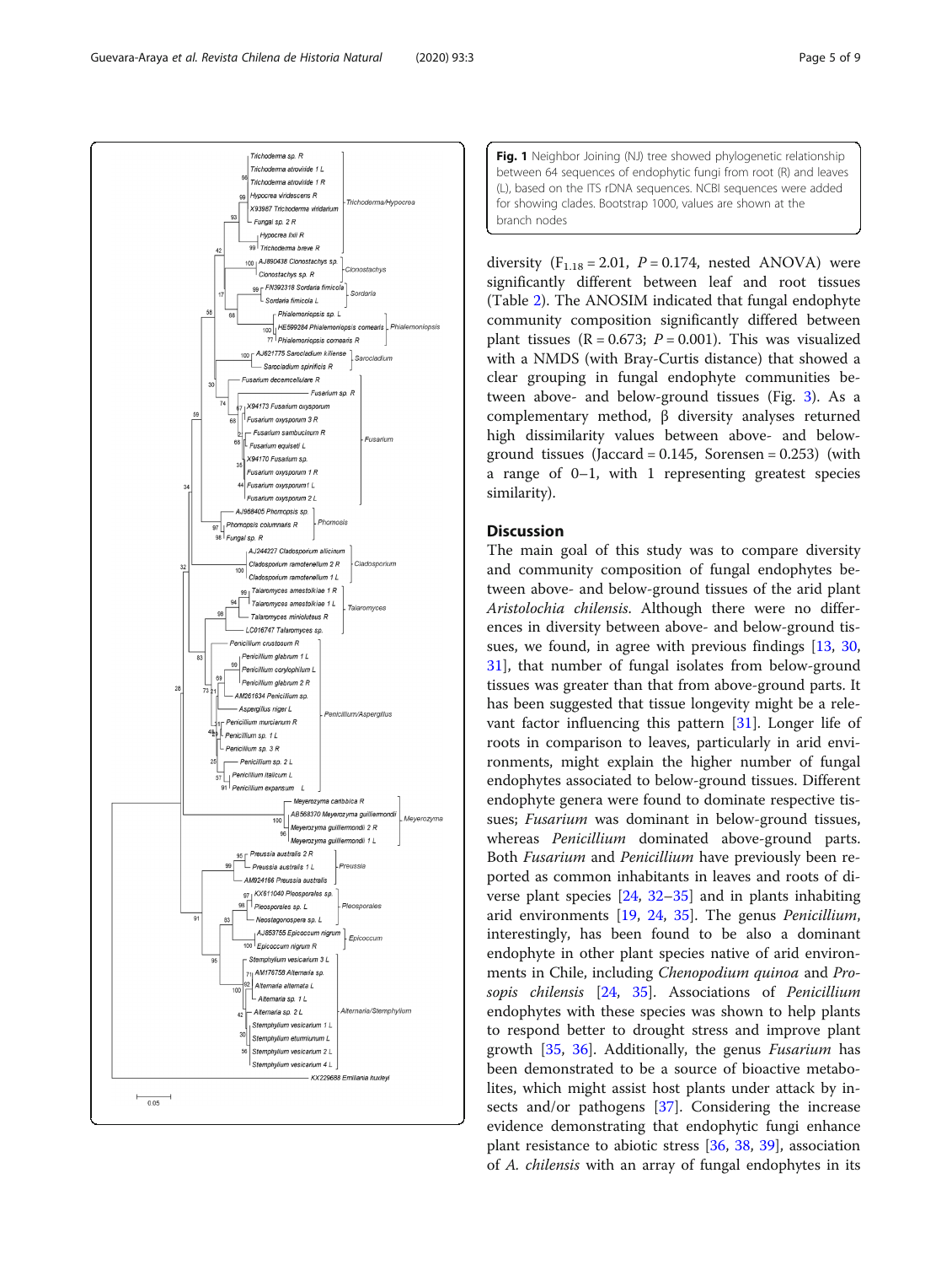**Fig. 1** Neighbor Joining (NJ) tree showed phylogenetic relationship between 64 sequences of endophytic fungi from root (R) and leaves (L), based on the ITS rDNA sequences. NCBI sequences were added for showing clades. Bootstrap 1000, values are shown at the branch nodes

diversity ($F_{1.18} = 2.01$, $P = 0.174$, nested ANOVA) were significantly different between leaf and root tissues (Table 2). The ANOSIM indicated that fungal endophyte community composition significantly differed between plant tissues ($R = 0.673$; $P = 0.001$). This was visualized with a NMDS (with Bray-Curtis distance) that showed a clear grouping in fungal endophyte communities between above- and below-ground tissues (Fig. 3). As a complementary method, β diversity analyses returned high dissimilarity values between above- and below-ground tissues (Jaccard = 0.145, Sorensen = 0.253) (with a range of 0–1, with 1 representing greatest species similarity).

## Discussion

The main goal of this study was to compare diversity and community composition of fungal endophytes between above- and below-ground tissues of the arid plant *Aristolochia chilensis*. Although there were no differences in diversity between above- and below-ground tissues, we found, in agree with previous findings [13, 30, 31], that number of fungal isolates from below-ground tissues was greater than that from above-ground parts. It has been suggested that tissue longevity might be a relevant factor influencing this pattern [31]. Longer life of roots in comparison to leaves, particularly in arid environments, might explain the higher number of fungal endophytes associated to below-ground tissues. Different endophyte genera were found to dominate respective tissues; *Fusarium* was dominant in below-ground tissues, whereas *Penicillium* dominated above-ground parts. Both *Fusarium* and *Penicillium* have previously been reported as common inhabitants in leaves and roots of diverse plant species [24, 32–35] and in plants inhabiting arid environments [19, 24, 35]. The genus *Penicillium*, interestingly, has been found to be also a dominant endophyte in other plant species native of arid environments in Chile, including *Chenopodium quinoa* and *Prosopis chilensis* [24, 35]. Associations of *Penicillium* endophytes with these species was shown to help plants to respond better to drought stress and improve plant growth [35, 36]. Additionally, the genus *Fusarium* has been demonstrated to be a source of bioactive metabolites, which might assist host plants under attack by insects and/or pathogens [37]. Considering the increase evidence demonstrating that endophytic fungi enhance plant resistance to abiotic stress [36, 38, 39], association of *A. chilensis* with an array of fungal endophytes in its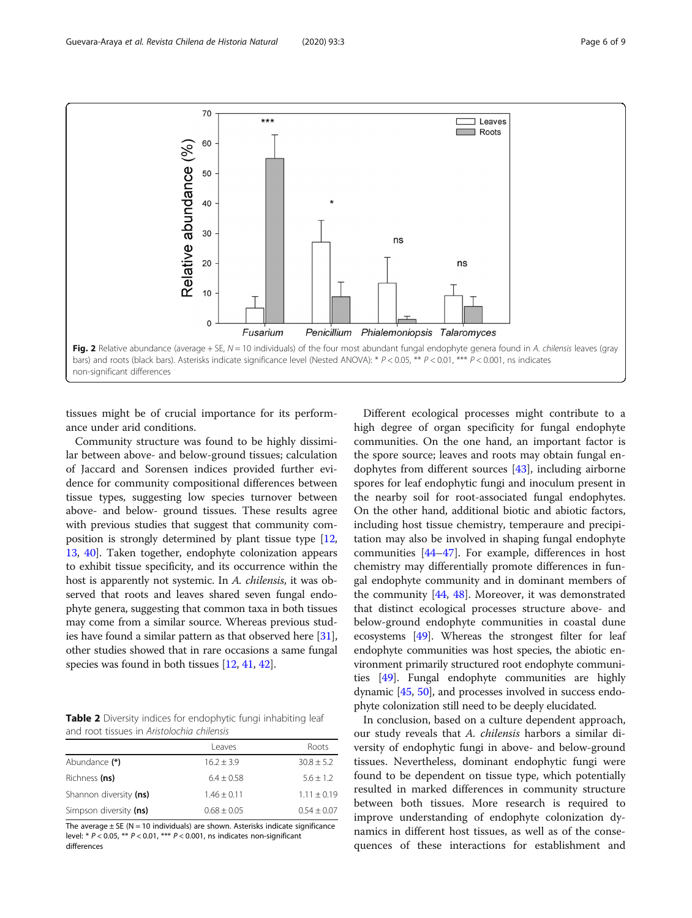Fig. 2 Relative abundance (average + SE, $N = 10$ individuals) of the four most abundant fungal endophyte genera found in *A. chilensis* leaves (gray bars) and roots (black bars). Asterisks indicate significance level (Nested ANOVA): * $P < 0.05$, ** $P < 0.01$, *** $P < 0.001$, ns indicates non-significant differences

tissues might be of crucial importance for its performance under arid conditions.

Community structure was found to be highly dissimilar between above- and below-ground tissues; calculation of Jaccard and Sorensen indices provided further evidence for community compositional differences between tissue types, suggesting low species turnover between above- and below- ground tissues. These results agree with previous studies that suggest that community composition is strongly determined by plant tissue type [12, 13, 40]. Taken together, endophyte colonization appears to exhibit tissue specificity, and its occurrence within the host is apparently not systemic. In *A. chilensis*, it was observed that roots and leaves shared seven fungal endophyte genera, suggesting that common taxa in both tissues may come from a similar source. Whereas previous studies have found a similar pattern as that observed here [31], other studies showed that in rare occasions a same fungal species was found in both tissues [12, 41, 42].

**Table 2** Diversity indices for endophytic fungi inhabiting leaf and root tissues in *Aristolochia chilensis*

| | Leaves | Roots |
|---|---|---|
| Abundance **(*)** | 16.2 ± 3.9 | 30.8 ± 5.2 |
| Richness **(ns)** | 6.4 ± 0.58 | 5.6 ± 1.2 |
| Shannon diversity **(ns)** | 1.46 ± 0.11 | 1.11 ± 0.19 |
| Simpson diversity **(ns)** | 0.68 ± 0.05 | 0.54 ± 0.07 |

The average ± SE (N = 10 individuals) are shown. Asterisks indicate significance level: * $P < 0.05$, ** $P < 0.01$, *** $P < 0.001$, ns indicates non-significant differences

Different ecological processes might contribute to a high degree of organ specificity for fungal endophyte communities. On the one hand, an important factor is the spore source; leaves and roots may obtain fungal endophytes from different sources [43], including airborne spores for leaf endophytic fungi and inoculum present in the nearby soil for root-associated fungal endophytes. On the other hand, additional biotic and abiotic factors, including host tissue chemistry, temperaure and precipitation may also be involved in shaping fungal endophyte communities [44–47]. For example, differences in host chemistry may differentially promote differences in fungal endophyte community and in dominant members of the community [44, 48]. Moreover, it was demonstrated that distinct ecological processes structure above- and below-ground endophyte communities in coastal dune ecosystems [49]. Whereas the strongest filter for leaf endophyte communities was host species, the abiotic environment primarily structured root endophyte communities [49]. Fungal endophyte communities are highly dynamic [45, 50], and processes involved in success endophyte colonization still need to be deeply elucidated.

In conclusion, based on a culture dependent approach, our study reveals that *A. chilensis* harbors a similar diversity of endophytic fungi in above- and below-ground tissues. Nevertheless, dominant endophytic fungi were found to be dependent on tissue type, which potentially resulted in marked differences in community structure between both tissues. More research is required to improve understanding of endophyte colonization dynamics in different host tissues, as well as of the consequences of these interactions for establishment and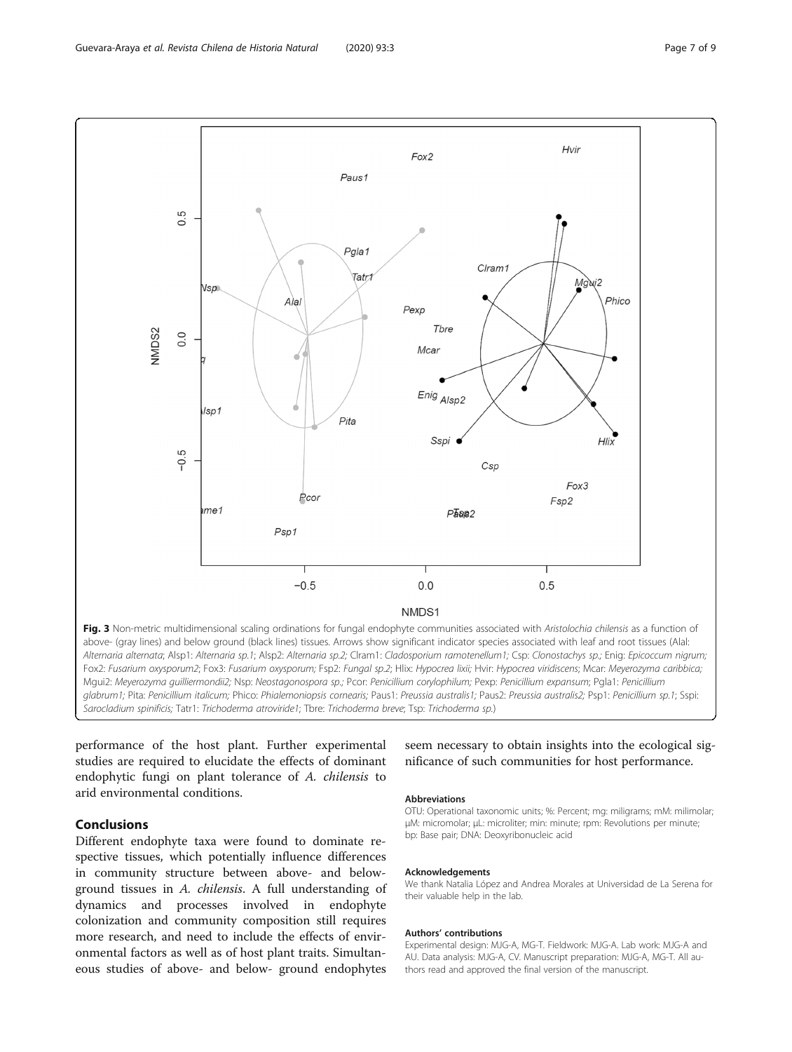**Fig. 3** Non-metric multidimensional scaling ordinations for fungal endophyte communities associated with *Aristolochia chilensis* as a function of above- (gray lines) and below ground (black lines) tissues. Arrows show significant indicator species associated with leaf and root tissues (Alal: *Alternaria alternata*; Alsp1: *Alternaria sp.1*; Alsp2: *Alternaria sp.2;* Clram1: *Cladosporium ramotenellum1;* Csp: *Clonostachys sp.;* Enig: *Epicoccum nigrum;* Fox2: *Fusarium oxysporum2*; Fox3: *Fusarium oxysporum;* Fsp2: *Fungal sp.2*; Hlix: *Hypocrea lixii;* Hvir: *Hypocrea viridiscens*; Mcar: *Meyerozyma caribbica;* Mgui2: *Meyerozyma guilliermondii2;* Nsp: *Neostagonospora sp.;* Pcor: *Penicillium corylophilum;* Pexp: *Penicillium expansum*; Pgla1: *Penicillium glabrum1;* Pita: *Penicillium italicum;* Phico: *Phialemoniopsis cornearis;* Paus1: *Preussia australis1;* Paus2: *Preussia australis2;* Psp1: *Penicillium sp.1*; Sspi: *Sarocladium spinificis;* Tatr1: *Trichoderma atroviride1*; Tbre: *Trichoderma breve*; Tsp: *Trichoderma sp.*)

performance of the host plant. Further experimental studies are required to elucidate the effects of dominant endophytic fungi on plant tolerance of *A. chilensis* to arid environmental conditions.

## Conclusions

Different endophyte taxa were found to dominate respective tissues, which potentially influence differences in community structure between above- and belowground tissues in *A. chilensis*. A full understanding of dynamics and processes involved in endophyte colonization and community composition still requires more research, and need to include the effects of environmental factors as well as of host plant traits. Simultaneous studies of above- and below- ground endophytes seem necessary to obtain insights into the ecological significance of such communities for host performance.

#### Abbreviations

OTU: Operational taxonomic units; %: Percent; mg: miligrams; mM: milimolar; μM: micromolar; μL: microliter; min: minute; rpm: Revolutions per minute; bp: Base pair; DNA: Deoxyribonucleic acid

#### Acknowledgements

We thank Natalia López and Andrea Morales at Universidad de La Serena for their valuable help in the lab.

#### Authors' contributions

Experimental design: MJG-A, MG-T. Fieldwork: MJG-A. Lab work: MJG-A and AU. Data analysis: MJG-A, CV. Manuscript preparation: MJG-A, MG-T. All authors read and approved the final version of the manuscript.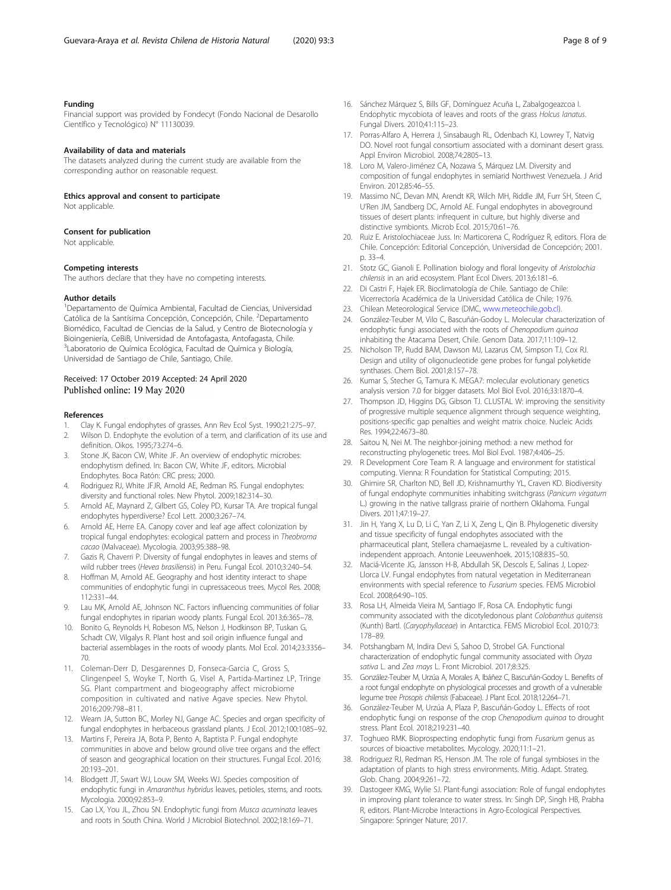### Funding

Financial support was provided by Fondecyt (Fondo Nacional de Desarollo Científico y Tecnológico) N° 11130039.

### Availability of data and materials

The datasets analyzed during the current study are available from the corresponding author on reasonable request.

### Ethics approval and consent to participate

Not applicable.

### Consent for publication

Not applicable.

### Competing interests

The authors declare that they have no competing interests.

### Author details

[1]Departamento de Química Ambiental, Facultad de Ciencias, Universidad Católica de la Santísima Concepción, Concepción, Chile. [2]Departamento Biomédico, Facultad de Ciencias de la Salud, y Centro de Biotecnología y Bioingeniería, CeBiB, Universidad de Antofagasta, Antofagasta, Chile. [3]Laboratorio de Química Ecológica, Facultad de Química y Biología, Universidad de Santiago de Chile, Santiago, Chile.

Received: 17 October 2019 Accepted: 24 April 2020
Published online: 19 May 2020

### References

1. Clay K. Fungal endophytes of grasses. Ann Rev Ecol Syst. 1990;21:275–97.
2. Wilson D. Endophyte the evolution of a term, and clarification of its use and definition. Oikos. 1995;73:274–6.
3. Stone JK, Bacon CW, White JF. An overview of endophytic microbes: endophytism defined. In: Bacon CW, White JF, editors. Microbial Endophytes. Boca Ratón: CRC press; 2000.
4. Rodriguez RJ, White JFJR, Arnold AE, Redman RS. Fungal endophytes: diversity and functional roles. New Phytol. 2009;182:314–30.
5. Arnold AE, Maynard Z, Gilbert GS, Coley PD, Kursar TA. Are tropical fungal endophytes hyperdiverse? Ecol Lett. 2000;3:267–74.
6. Arnold AE, Herre EA. Canopy cover and leaf age affect colonization by tropical fungal endophytes: ecological pattern and process in *Theobroma cacao* (Malvaceae). Mycologia. 2003;95:388–98.
7. Gazis R, Chaverri P. Diversity of fungal endophytes in leaves and stems of wild rubber trees (*Hevea brasiliensis*) in Peru. Fungal Ecol. 2010;3:240–54.
8. Hoffman M, Arnold AE. Geography and host identity interact to shape communities of endophytic fungi in cupressaceous trees. Mycol Res. 2008; 112:331–44.
9. Lau MK, Arnold AE, Johnson NC. Factors influencing communities of foliar fungal endophytes in riparian woody plants. Fungal Ecol. 2013;6:365–78.
10. Bonito G, Reynolds H, Robeson MS, Nelson J, Hodkinson BP, Tuskan G, Schadt CW, Vilgalys R. Plant host and soil origin influence fungal and bacterial assemblages in the roots of woody plants. Mol Ecol. 2014;23:3356–70.
11. Coleman-Derr D, Desgarennes D, Fonseca-Garcia C, Gross S, Clingenpeel S, Woyke T, North G, Visel A, Partida-Martinez LP, Tringe SG. Plant compartment and biogeography affect microbiome composition in cultivated and native Agave species. New Phytol. 2016;209:798–811.
12. Wearn JA, Sutton BC, Morley NJ, Gange AC. Species and organ specificity of fungal endophytes in herbaceous grassland plants. J Ecol. 2012;100:1085–92.
13. Martins F, Pereira JA, Bota P, Bento A, Baptista P. Fungal endophyte communities in above and below ground olive tree organs and the effect of season and geographical location on their structures. Fungal Ecol. 2016; 20:193–201.
14. Blodgett JT, Swart WJ, Louw SM, Weeks WJ. Species composition of endophytic fungi in *Amaranthus hybridus* leaves, petioles, stems, and roots. Mycologia. 2000;92:853–9.
15. Cao LX, You JL, Zhou SN. Endophytic fungi from *Musca acuminata* leaves and roots in South China. World J Microbiol Biotechnol. 2002;18:169–71.
16. Sánchez Márquez S, Bills GF, Domínguez Acuña L, Zabalgogeazcoa I. Endophytic mycobiota of leaves and roots of the grass *Holcus lanatus*. Fungal Divers. 2010;41:115–23.
17. Porras-Alfaro A, Herrera J, Sinsabaugh RL, Odenbach KJ, Lowrey T, Natvig DO. Novel root fungal consortium associated with a dominant desert grass. Appl Environ Microbiol. 2008;74:2805–13.
18. Loro M, Valero-Jiménez CA, Nozawa S, Márquez LM. Diversity and composition of fungal endophytes in semiarid Northwest Venezuela. J Arid Environ. 2012;85:46–55.
19. Massimo NC, Devan MN, Arendt KR, Wilch MH, Riddle JM, Furr SH, Steen C, U'Ren JM, Sandberg DC, Arnold AE. Fungal endophytes in aboveground tissues of desert plants: infrequent in culture, but highly diverse and distinctive symbionts. Microb Ecol. 2015;70:61–76.
20. Ruiz E. Aristolochiaceae Juss. In: Marticorena C, Rodríguez R, editors. Flora de Chile. Concepción: Editorial Concepción, Universidad de Concepción; 2001. p. 33–4.
21. Stotz GC, Gianoli E. Pollination biology and floral longevity of *Aristolochia chilensis* in an arid ecosystem. Plant Ecol Divers. 2013;6:181–6.
22. Di Castri F, Hajek ER. Bioclimatología de Chile. Santiago de Chile: Vicerrectoría Académica de la Universidad Católica de Chile; 1976.
23. Chilean Meteorological Service (DMC, www.meteochile.gob.cl).
24. González-Teuber M, Vilo C, Bascuñán-Godoy L. Molecular characterization of endophytic fungi associated with the roots of *Chenopodium quinoa* inhabiting the Atacama Desert, Chile. Genom Data. 2017;11:109–12.
25. Nicholson TP, Rudd BAM, Dawson MJ, Lazarus CM, Simpson TJ, Cox RJ. Design and utility of oligonucleotide gene probes for fungal polyketide synthases. Chem Biol. 2001;8:157–78.
26. Kumar S, Stecher G, Tamura K. MEGA7: molecular evolutionary genetics analysis version 7.0 for bigger datasets. Mol Biol Evol. 2016;33:1870–4.
27. Thompson JD, Higgins DG, Gibson TJ. CLUSTAL W: improving the sensitivity of progressive multiple sequence alignment through sequence weighting, positions-specific gap penalties and weight matrix choice. Nucleic Acids Res. 1994;22:4673–80.
28. Saitou N, Nei M. The neighbor-joining method: a new method for reconstructing phylogenetic trees. Mol Biol Evol. 1987;4:406–25.
29. R Development Core Team R. A language and environment for statistical computing. Vienna: R Foundation for Statistical Computing; 2015.
30. Ghimire SR, Charlton ND, Bell JD, Krishnamurthy YL, Craven KD. Biodiversity of fungal endophyte communities inhabiting switchgrass (*Panicum virgatum* L.) growing in the native tallgrass prairie of northern Oklahoma. Fungal Divers. 2011;47:19–27.
31. Jin H, Yang X, Lu D, Li C, Yan Z, Li X, Zeng L, Qin B. Phylogenetic diversity and tissue specificity of fungal endophytes associated with the pharmaceutical plant, Stellera chamaejasme L. revealed by a cultivation-independent approach. Antonie Leeuwenhoek. 2015;108:835–50.
32. Maciá-Vicente JG, Jansson H-B, Abdullah SK, Descols E, Salinas J, Lopez-Llorca LV. Fungal endophytes from natural vegetation in Mediterranean environments with special reference to *Fusarium* species. FEMS Microbiol Ecol. 2008;64:90–105.
33. Rosa LH, Almeida Vieira M, Santiago IF, Rosa CA. Endophytic fungi community associated with the dicotyledonous plant *Colobanthus quitensis* (Kunth) Bartl. (*Caryophyllaceae*) in Antarctica. FEMS Microbiol Ecol. 2010;73: 178–89.
34. Potshangbam M, Indira Devi S, Sahoo D, Strobel GA. Functional characterization of endophytic fungal community associated with *Oryza sativa* L. and *Zea mays* L. Front Microbiol. 2017;8:325.
35. González-Teuber M, Urzúa A, Morales A, Ibáñez C, Bascuñán-Godoy L. Benefits of a root fungal endophyte on physiological processes and growth of a vulnerable legume tree *Prosopis chilensis* (Fabaceae). J Plant Ecol. 2018;12:264–71.
36. González-Teuber M, Urzúa A, Plaza P, Bascuñán-Godoy L. Effects of root endophytic fungi on response of the crop *Chenopodium quinoa* to drought stress. Plant Ecol. 2018;219:231–40.
37. Toghueo RMK. Bioprospecting endophytic fungi from *Fusarium* genus as sources of bioactive metabolites. Mycology. 2020;11:1–21.
38. Rodriguez RJ, Redman RS, Henson JM. The role of fungal symbioses in the adaptation of plants to high stress environments. Mitig. Adapt. Strateg. Glob. Chang. 2004;9:261–72.
39. Dastogeer KMG, Wylie SJ. Plant-fungi association: Role of fungal endophytes in improving plant tolerance to water stress. In: Singh DP, Singh HB, Prabha R, editors. Plant-Microbe Interactions in Agro-Ecological Perspectives. Singapore: Springer Nature; 2017.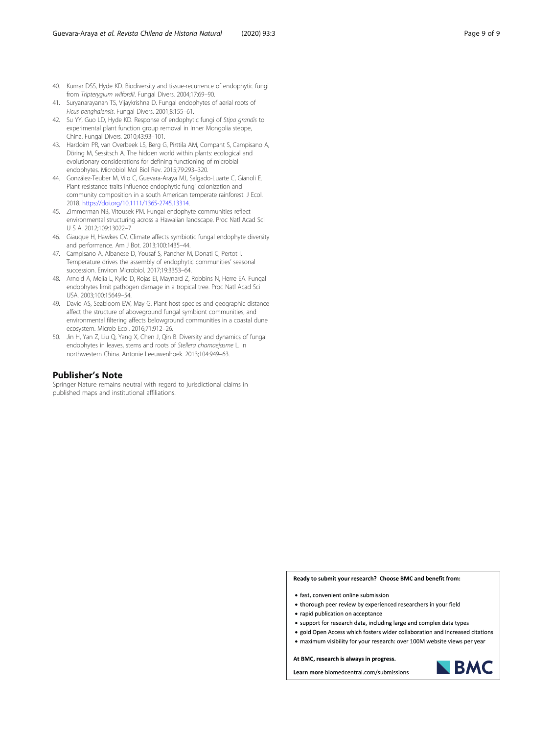40. Kumar DSS, Hyde KD. Biodiversity and tissue-recurrence of endophytic fungi from *Tripterygium wilfordii*. Fungal Divers. 2004;17:69–90.
41. Suryanarayanan TS, Vijaykrishna D. Fungal endophytes of aerial roots of *Ficus benghalensis*. Fungal Divers. 2001;8:155–61.
42. Su YY, Guo LD, Hyde KD. Response of endophytic fungi of *Stipa grandis* to experimental plant function group removal in Inner Mongolia steppe, China. Fungal Divers. 2010;43:93–101.
43. Hardoim PR, van Overbeek LS, Berg G, Pirttila AM, Compant S, Campisano A, Döring M, Sessitsch A. The hidden world within plants: ecological and evolutionary considerations for defining functioning of microbial endophytes. Microbiol Mol Biol Rev. 2015;79:293–320.
44. González-Teuber M, Vilo C, Guevara-Araya MJ, Salgado-Luarte C, Gianoli E. Plant resistance traits influence endophytic fungi colonization and community composition in a south American temperate rainforest. J Ecol. 2018. https://doi.org/10.1111/1365-2745.13314.
45. Zimmerman NB, Vitousek PM. Fungal endophyte communities reflect environmental structuring across a Hawaiian landscape. Proc Natl Acad Sci U S A. 2012;109:13022–7.
46. Giauque H, Hawkes CV. Climate affects symbiotic fungal endophyte diversity and performance. Am J Bot. 2013;100:1435–44.
47. Campisano A, Albanese D, Yousaf S, Pancher M, Donati C, Pertot I. Temperature drives the assembly of endophytic communities' seasonal succession. Environ Microbiol. 2017;19:3353–64.
48. Arnold A, Mejía L, Kyllo D, Rojas EI, Maynard Z, Robbins N, Herre EA. Fungal endophytes limit pathogen damage in a tropical tree. Proc Natl Acad Sci USA. 2003;100:15649–54.
49. David AS, Seabloom EW, May G. Plant host species and geographic distance affect the structure of aboveground fungal symbiont communities, and environmental filtering affects belowground communities in a coastal dune ecosystem. Microb Ecol. 2016;71:912–26.
50. Jin H, Yan Z, Liu Q, Yang X, Chen J, Qin B. Diversity and dynamics of fungal endophytes in leaves, stems and roots of *Stellera chamaejasme* L. in northwestern China. Antonie Leeuwenhoek. 2013;104:949–63.

## Publisher's Note

Springer Nature remains neutral with regard to jurisdictional claims in published maps and institutional affiliations.

**Ready to submit your research? Choose BMC and benefit from:**

- fast, convenient online submission
- thorough peer review by experienced researchers in your field
- rapid publication on acceptance
- support for research data, including large and complex data types
- gold Open Access which fosters wider collaboration and increased citations
- maximum visibility for your research: over 100M website views per year

**At BMC, research is always in progress.**

**Learn more** biomedcentral.com/submissions